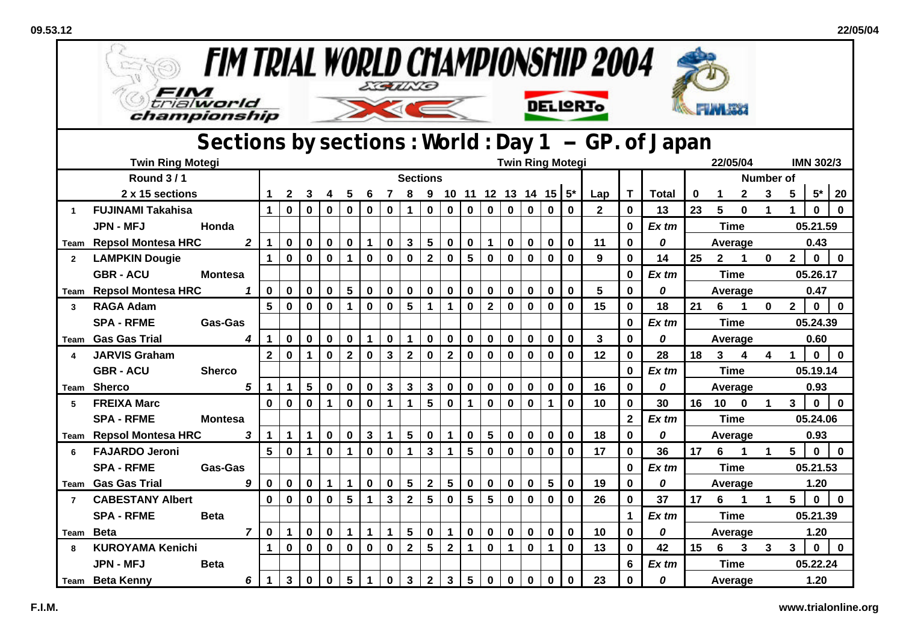# FIM TRIAL WORLD CHAMPIONSHIP 2004

## Sections by sections : World : Day 1 – GP. of Japan

Twin Ring Motegi | Twin Ring Motegi | 22/05/04 | IMN 302/3

| | Round 3 / 1 | | | Sections | | | | | | | | | | | | | | | | | | | Number of | | | | | | |
|---|---|---|---|---|---|---|---|---|---|---|---|---|---|---|---|---|---|---|---|---|---|---|---|---|---|---|---|---|---|
| | 2 x 15 sections | | | 1 | 2 | 3 | 4 | 5 | 6 | 7 | 8 | 9 | 10 | 11 | 12 | 13 | 14 | 15 | 5* | Lap | T | Total | 0 | 1 | 2 | 3 | 5 | 5* | 20 |
| 1 | FUJINAMI Takahisa | | | 1 | 0 | 0 | 0 | 0 | 0 | 0 | 1 | 0 | 0 | 0 | 0 | 0 | 0 | 0 | 0 | 2 | 0 | 13 | 23 | 5 | 0 | 1 | 1 | 0 | 0 |
| | JPN - MFJ | Honda | | | | | | | | | | | | | | | | | | | 0 | Ex tm | | Time | | | 05.21.59 | | |
| Team | Repsol Montesa HRC | | 2 | 1 | 0 | 0 | 0 | 0 | 1 | 0 | 3 | 5 | 0 | 0 | 1 | 0 | 0 | 0 | 0 | 11 | 0 | 0 | | Average | | | 0.43 | | |
| 2 | LAMPKIN Dougie | | | 1 | 0 | 0 | 0 | 1 | 0 | 0 | 0 | 2 | 0 | 5 | 0 | 0 | 0 | 0 | 0 | 9 | 0 | 14 | 25 | 2 | 1 | 0 | 2 | 0 | 0 |
| | GBR - ACU | Montesa | | | | | | | | | | | | | | | | | | | 0 | Ex tm | | Time | | | 05.26.17 | | |
| Team | Repsol Montesa HRC | | 1 | 0 | 0 | 0 | 0 | 5 | 0 | 0 | 0 | 0 | 0 | 0 | 0 | 0 | 0 | 0 | 0 | 5 | 0 | 0 | | Average | | | 0.47 | | |
| 3 | RAGA Adam | | | 5 | 0 | 0 | 0 | 1 | 0 | 0 | 5 | 1 | 1 | 0 | 2 | 0 | 0 | 0 | 0 | 15 | 0 | 18 | 21 | 6 | 1 | 0 | 2 | 0 | 0 |
| | SPA - RFME | Gas-Gas | | | | | | | | | | | | | | | | | | | 0 | Ex tm | | Time | | | 05.24.39 | | |
| Team | Gas Gas Trial | | 4 | 1 | 0 | 0 | 0 | 0 | 1 | 0 | 1 | 0 | 0 | 0 | 0 | 0 | 0 | 0 | 0 | 3 | 0 | 0 | | Average | | | 0.60 | | |
| 4 | JARVIS Graham | | | 2 | 0 | 1 | 0 | 2 | 0 | 3 | 2 | 0 | 2 | 0 | 0 | 0 | 0 | 0 | 0 | 12 | 0 | 28 | 18 | 3 | 4 | 4 | 1 | 0 | 0 |
| | GBR - ACU | Sherco | | | | | | | | | | | | | | | | | | | 0 | Ex tm | | Time | | | 05.19.14 | | |
| Team | Sherco | | 5 | 1 | 1 | 5 | 0 | 0 | 0 | 3 | 3 | 3 | 0 | 0 | 0 | 0 | 0 | 0 | 0 | 16 | 0 | 0 | | Average | | | 0.93 | | |
| 5 | FREIXA Marc | | | 0 | 0 | 0 | 1 | 0 | 0 | 1 | 1 | 5 | 0 | 1 | 0 | 0 | 0 | 1 | 0 | 10 | 0 | 30 | 16 | 10 | 0 | 1 | 3 | 0 | 0 |
| | SPA - RFME | Montesa | | | | | | | | | | | | | | | | | | | 2 | Ex tm | | Time | | | 05.24.06 | | |
| Team | Repsol Montesa HRC | | 3 | 1 | 1 | 1 | 0 | 0 | 3 | 1 | 5 | 0 | 1 | 0 | 5 | 0 | 0 | 0 | 0 | 18 | 0 | 0 | | Average | | | 0.93 | | |
| 6 | FAJARDO Jeroni | | | 5 | 0 | 1 | 0 | 1 | 0 | 0 | 1 | 3 | 1 | 5 | 0 | 0 | 0 | 0 | 0 | 17 | 0 | 36 | 17 | 6 | 1 | 1 | 5 | 0 | 0 |
| | SPA - RFME | Gas-Gas | | | | | | | | | | | | | | | | | | | 0 | Ex tm | | Time | | | 05.21.53 | | |
| Team | Gas Gas Trial | | 9 | 0 | 0 | 0 | 1 | 1 | 0 | 0 | 5 | 2 | 5 | 0 | 0 | 0 | 0 | 5 | 0 | 19 | 0 | 0 | | Average | | | 1.20 | | |
| 7 | CABESTANY Albert | | | 0 | 0 | 0 | 0 | 5 | 1 | 3 | 2 | 5 | 0 | 5 | 5 | 0 | 0 | 0 | 0 | 26 | 0 | 37 | 17 | 6 | 1 | 1 | 5 | 0 | 0 |
| | SPA - RFME | Beta | | | | | | | | | | | | | | | | | | | 1 | Ex tm | | Time | | | 05.21.39 | | |
| Team | Beta | | 7 | 0 | 1 | 0 | 0 | 1 | 1 | 1 | 5 | 0 | 1 | 0 | 0 | 0 | 0 | 0 | 0 | 10 | 0 | 0 | | Average | | | 1.20 | | |
| 8 | KUROYAMA Kenichi | | | 1 | 0 | 0 | 0 | 0 | 0 | 0 | 2 | 5 | 2 | 1 | 0 | 1 | 0 | 1 | 0 | 13 | 0 | 42 | 15 | 6 | 3 | 3 | 3 | 0 | 0 |
| | JPN - MFJ | Beta | | | | | | | | | | | | | | | | | | | 6 | Ex tm | | Time | | | 05.22.24 | | |
| Team | Beta Kenny | | 6 | 1 | 3 | 0 | 0 | 5 | 1 | 0 | 3 | 2 | 3 | 5 | 0 | 0 | 0 | 0 | 0 | 23 | 0 | 0 | | Average | | | 1.20 | | |

F.I.M. www.trialonline.org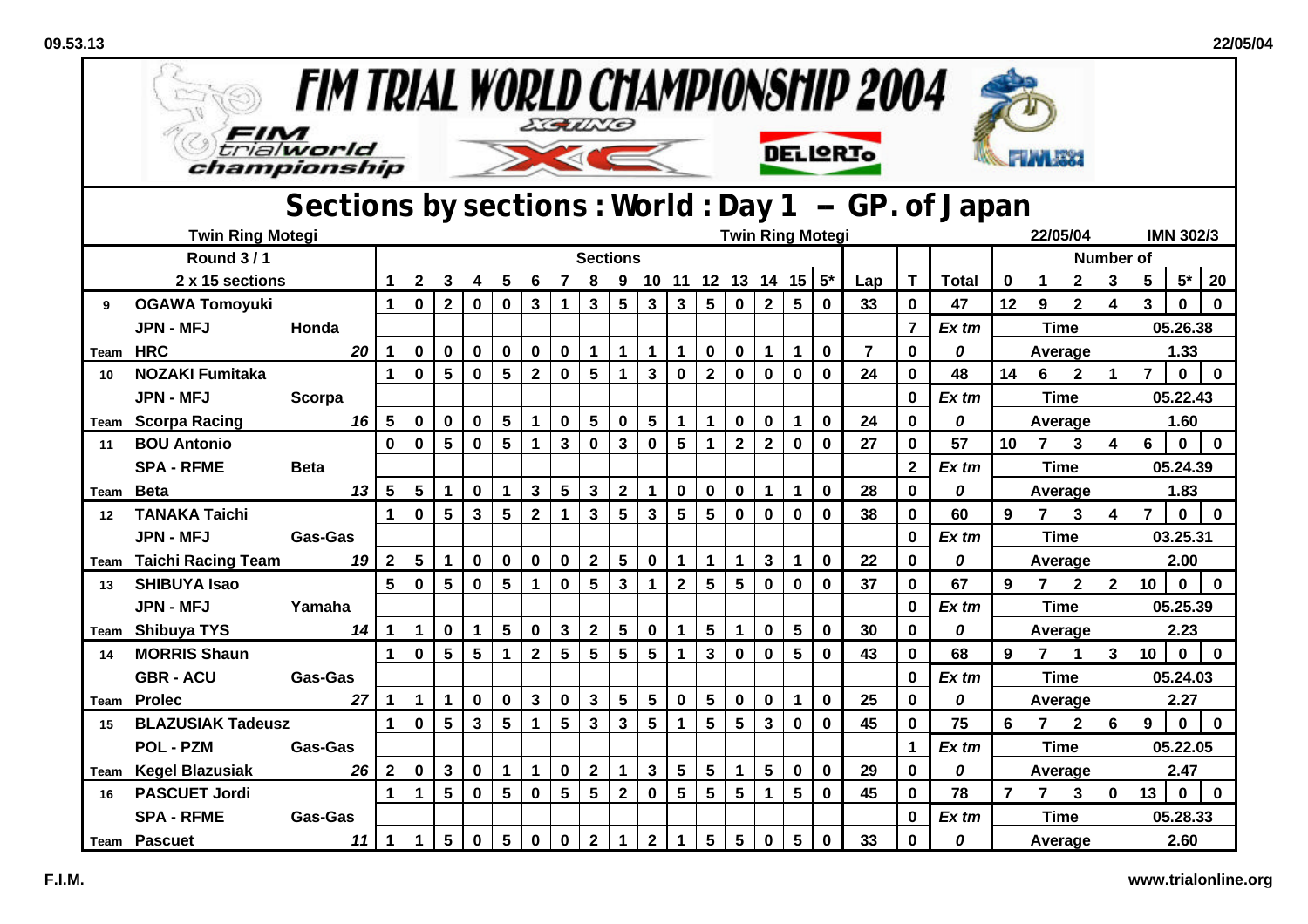# FIM TRIAL WORLD CHAMPIONSHIP 2004

## Sections by sections : World : Day 1 – GP. of Japan

Twin Ring Motegi | Twin Ring Motegi | 22/05/04 | IMN 302/3

| Round 3 / 1 | | | | | | | | | | | Sections | | | | | | | | | | | | | Number of | | | | | | |
|---|---|---|---|---|---|---|---|---|---|---|---|---|---|---|---|---|---|---|---|---|---|---|---|---|---|---|---|---|---|---|
| 2 x 15 sections | | | 1 | 2 | 3 | 4 | 5 | 6 | 7 | 8 | 9 | 10 | 11 | 12 | 13 | 14 | 15 | 5* | Lap | T | Total | 0 | 1 | 2 | 3 | 5 | 5* | 20 |
| 9 | OGAWA Tomoyuki | | 1 | 0 | 2 | 0 | 0 | 3 | 1 | 3 | 5 | 3 | 3 | 5 | 0 | 2 | 5 | 0 | 33 | 0 | 47 | 12 | 9 | 2 | 4 | 3 | 0 | 0 |
| | JPN - MFJ | Honda | | | | | | | | | | | | | | | | | | 7 | Ex tm | | Time | | | 05.26.38 | | |
| Team | HRC | 20 | 1 | 0 | 0 | 0 | 0 | 0 | 0 | 1 | 1 | 1 | 1 | 0 | 0 | 1 | 1 | 0 | 7 | 0 | 0 | | Average | | | 1.33 | | |
| 10 | NOZAKI Fumitaka | | 1 | 0 | 5 | 0 | 5 | 2 | 0 | 5 | 1 | 3 | 0 | 2 | 0 | 0 | 0 | 0 | 24 | 0 | 48 | 14 | 6 | 2 | 1 | 7 | 0 | 0 |
| | JPN - MFJ | Scorpa | | | | | | | | | | | | | | | | | | 0 | Ex tm | | Time | | | 05.22.43 | | |
| Team | Scorpa Racing | 16 | 5 | 0 | 0 | 0 | 5 | 1 | 0 | 5 | 0 | 5 | 1 | 1 | 0 | 0 | 1 | 0 | 24 | 0 | 0 | | Average | | | 1.60 | | |
| 11 | BOU Antonio | | 0 | 0 | 5 | 0 | 5 | 1 | 3 | 0 | 3 | 0 | 5 | 1 | 2 | 2 | 0 | 0 | 27 | 0 | 57 | 10 | 7 | 3 | 4 | 6 | 0 | 0 |
| | SPA - RFME | Beta | | | | | | | | | | | | | | | | | | 2 | Ex tm | | Time | | | 05.24.39 | | |
| Team | Beta | 13 | 5 | 5 | 1 | 0 | 1 | 3 | 5 | 3 | 2 | 1 | 0 | 0 | 0 | 1 | 1 | 0 | 28 | 0 | 0 | | Average | | | 1.83 | | |
| 12 | TANAKA Taichi | | 1 | 0 | 5 | 3 | 5 | 2 | 1 | 3 | 5 | 3 | 5 | 5 | 0 | 0 | 0 | 0 | 38 | 0 | 60 | 9 | 7 | 3 | 4 | 7 | 0 | 0 |
| | JPN - MFJ | Gas-Gas | | | | | | | | | | | | | | | | | | 0 | Ex tm | | Time | | | 03.25.31 | | |
| Team | Taichi Racing Team | 19 | 2 | 5 | 1 | 0 | 0 | 0 | 0 | 2 | 5 | 0 | 1 | 1 | 1 | 3 | 1 | 0 | 22 | 0 | 0 | | Average | | | 2.00 | | |
| 13 | SHIBUYA Isao | | 5 | 0 | 5 | 0 | 5 | 1 | 0 | 5 | 3 | 1 | 2 | 5 | 5 | 0 | 0 | 0 | 37 | 0 | 67 | 9 | 7 | 2 | 2 | 10 | 0 | 0 |
| | JPN - MFJ | Yamaha | | | | | | | | | | | | | | | | | | 0 | Ex tm | | Time | | | 05.25.39 | | |
| Team | Shibuya TYS | 14 | 1 | 1 | 0 | 1 | 5 | 0 | 3 | 2 | 5 | 0 | 1 | 5 | 1 | 0 | 5 | 0 | 30 | 0 | 0 | | Average | | | 2.23 | | |
| 14 | MORRIS Shaun | | 1 | 0 | 5 | 5 | 1 | 2 | 5 | 5 | 5 | 5 | 1 | 3 | 0 | 0 | 5 | 0 | 43 | 0 | 68 | 9 | 7 | 1 | 3 | 10 | 0 | 0 |
| | GBR - ACU | Gas-Gas | | | | | | | | | | | | | | | | | | 0 | Ex tm | | Time | | | 05.24.03 | | |
| Team | Prolec | 27 | 1 | 1 | 1 | 0 | 0 | 3 | 0 | 3 | 5 | 5 | 0 | 5 | 0 | 0 | 1 | 0 | 25 | 0 | 0 | | Average | | | 2.27 | | |
| 15 | BLAZUSIAK Tadeusz | | 1 | 0 | 5 | 3 | 5 | 1 | 5 | 3 | 3 | 5 | 1 | 5 | 5 | 3 | 0 | 0 | 45 | 0 | 75 | 6 | 7 | 2 | 6 | 9 | 0 | 0 |
| | POL - PZM | Gas-Gas | | | | | | | | | | | | | | | | | | 1 | Ex tm | | Time | | | 05.22.05 | | |
| Team | Kegel Blazusiak | 26 | 2 | 0 | 3 | 0 | 1 | 1 | 0 | 2 | 1 | 3 | 5 | 5 | 1 | 5 | 0 | 0 | 29 | 0 | 0 | | Average | | | 2.47 | | |
| 16 | PASCUET Jordi | | 1 | 1 | 5 | 0 | 5 | 0 | 5 | 5 | 2 | 0 | 5 | 5 | 5 | 1 | 5 | 0 | 45 | 0 | 78 | 7 | 7 | 3 | 0 | 13 | 0 | 0 |
| | SPA - RFME | Gas-Gas | | | | | | | | | | | | | | | | | | 0 | Ex tm | | Time | | | 05.28.33 | | |
| Team | Pascuet | 11 | 1 | 1 | 5 | 0 | 5 | 0 | 0 | 2 | 1 | 2 | 1 | 5 | 5 | 0 | 5 | 0 | 33 | 0 | 0 | | Average | | | 2.60 | | |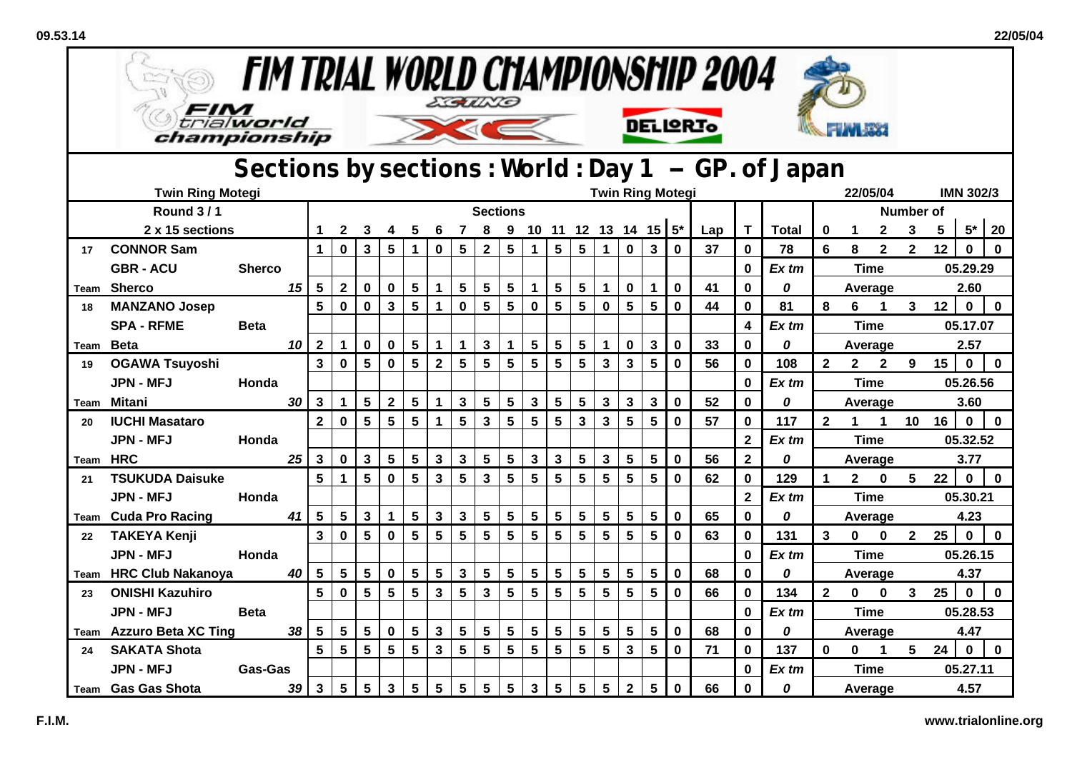# FIM TRIAL WORLD CHAMPIONSHIP 2004

## Sections by sections : World : Day 1 – GP. of Japan

Twin Ring Motegi — Twin Ring Motegi — 22/05/04 — IMN 302/3

| Round 3 / 1 | | | | | | | | | | | | | | | | | | | | | | | | | | | | |
|---|---|---|---|---|---|---|---|---|---|---|---|---|---|---|---|---|---|---|---|---|---|---|---|---|---|---|---|---|
| 2 x 15 sections | | 1 | 2 | 3 | 4 | 5 | 6 | 7 | 8 | 9 | 10 | 11 | 12 | 13 | 14 | 15 | 5* | Lap | T | Total | 0 | 1 | 2 | 3 | 5 | 5* | 20 |
| 17 | CONNOR Sam | | 1 | 0 | 3 | 5 | 1 | 0 | 5 | 2 | 5 | 1 | 5 | 5 | 1 | 0 | 3 | 0 | 37 | 0 | 78 | 6 | 8 | 2 | 2 | 12 | 0 | 0 |
| | GBR - ACU | Sherco | | | | | | | | | | | | | | | | | | 0 | Ex tm | Time | | | | 05.29.29 | | |
| Team | Sherco | 15 | 5 | 2 | 0 | 0 | 5 | 1 | 5 | 5 | 5 | 1 | 5 | 5 | 1 | 0 | 1 | 0 | 41 | 0 | 0 | Average | | | | 2.60 | | |
| 18 | MANZANO Josep | | 5 | 0 | 0 | 3 | 5 | 1 | 0 | 5 | 5 | 0 | 5 | 5 | 0 | 5 | 5 | 0 | 44 | 0 | 81 | 8 | 6 | 1 | 3 | 12 | 0 | 0 |
| | SPA - RFME | Beta | | | | | | | | | | | | | | | | | | 4 | Ex tm | Time | | | | 05.17.07 | | |
| Team | Beta | 10 | 2 | 1 | 0 | 0 | 5 | 1 | 1 | 3 | 1 | 5 | 5 | 5 | 1 | 0 | 3 | 0 | 33 | 0 | 0 | Average | | | | 2.57 | | |
| 19 | OGAWA Tsuyoshi | | 3 | 0 | 5 | 0 | 5 | 2 | 5 | 5 | 5 | 5 | 5 | 5 | 3 | 3 | 5 | 0 | 56 | 0 | 108 | 2 | 2 | 2 | 9 | 15 | 0 | 0 |
| | JPN - MFJ | Honda | | | | | | | | | | | | | | | | | | 0 | Ex tm | Time | | | | 05.26.56 | | |
| Team | Mitani | 30 | 3 | 1 | 5 | 2 | 5 | 1 | 3 | 5 | 5 | 3 | 5 | 5 | 3 | 3 | 3 | 0 | 52 | 0 | 0 | Average | | | | 3.60 | | |
| 20 | IUCHI Masataro | | 2 | 0 | 5 | 5 | 5 | 1 | 5 | 3 | 5 | 5 | 5 | 3 | 3 | 5 | 5 | 0 | 57 | 0 | 117 | 2 | 1 | 1 | 10 | 16 | 0 | 0 |
| | JPN - MFJ | Honda | | | | | | | | | | | | | | | | | | 2 | Ex tm | Time | | | | 05.32.52 | | |
| Team | HRC | 25 | 3 | 0 | 3 | 5 | 5 | 3 | 3 | 5 | 5 | 3 | 3 | 5 | 3 | 5 | 5 | 0 | 56 | 2 | 0 | Average | | | | 3.77 | | |
| 21 | TSUKUDA Daisuke | | 5 | 1 | 5 | 0 | 5 | 3 | 5 | 3 | 5 | 5 | 5 | 5 | 5 | 5 | 5 | 0 | 62 | 0 | 129 | 1 | 2 | 0 | 5 | 22 | 0 | 0 |
| | JPN - MFJ | Honda | | | | | | | | | | | | | | | | | | 2 | Ex tm | Time | | | | 05.30.21 | | |
| Team | Cuda Pro Racing | 41 | 5 | 5 | 3 | 1 | 5 | 3 | 3 | 5 | 5 | 5 | 5 | 5 | 5 | 5 | 5 | 0 | 65 | 0 | 0 | Average | | | | 4.23 | | |
| 22 | TAKEYA Kenji | | 3 | 0 | 5 | 0 | 5 | 5 | 5 | 5 | 5 | 5 | 5 | 5 | 5 | 5 | 5 | 0 | 63 | 0 | 131 | 3 | 0 | 0 | 2 | 25 | 0 | 0 |
| | JPN - MFJ | Honda | | | | | | | | | | | | | | | | | | 0 | Ex tm | Time | | | | 05.26.15 | | |
| Team | HRC Club Nakanoya | 40 | 5 | 5 | 5 | 0 | 5 | 5 | 3 | 5 | 5 | 5 | 5 | 5 | 5 | 5 | 5 | 0 | 68 | 0 | 0 | Average | | | | 4.37 | | |
| 23 | ONISHI Kazuhiro | | 5 | 0 | 5 | 5 | 5 | 3 | 5 | 3 | 5 | 5 | 5 | 5 | 5 | 5 | 5 | 0 | 66 | 0 | 134 | 2 | 0 | 0 | 3 | 25 | 0 | 0 |
| | JPN - MFJ | Beta | | | | | | | | | | | | | | | | | | 0 | Ex tm | Time | | | | 05.28.53 | | |
| Team | Azzuro Beta XC Ting | 38 | 5 | 5 | 5 | 0 | 5 | 3 | 5 | 5 | 5 | 5 | 5 | 5 | 5 | 5 | 5 | 0 | 68 | 0 | 0 | Average | | | | 4.47 | | |
| 24 | SAKATA Shota | | 5 | 5 | 5 | 5 | 5 | 3 | 5 | 5 | 5 | 5 | 5 | 5 | 5 | 3 | 5 | 0 | 71 | 0 | 137 | 0 | 0 | 1 | 5 | 24 | 0 | 0 |
| | JPN - MFJ | Gas-Gas | | | | | | | | | | | | | | | | | | 0 | Ex tm | Time | | | | 05.27.11 | | |
| Team | Gas Gas Shota | 39 | 3 | 5 | 5 | 3 | 5 | 5 | 5 | 5 | 5 | 3 | 5 | 5 | 5 | 2 | 5 | 0 | 66 | 0 | 0 | Average | | | | 4.57 | | |

F.I.M. — www.trialonline.org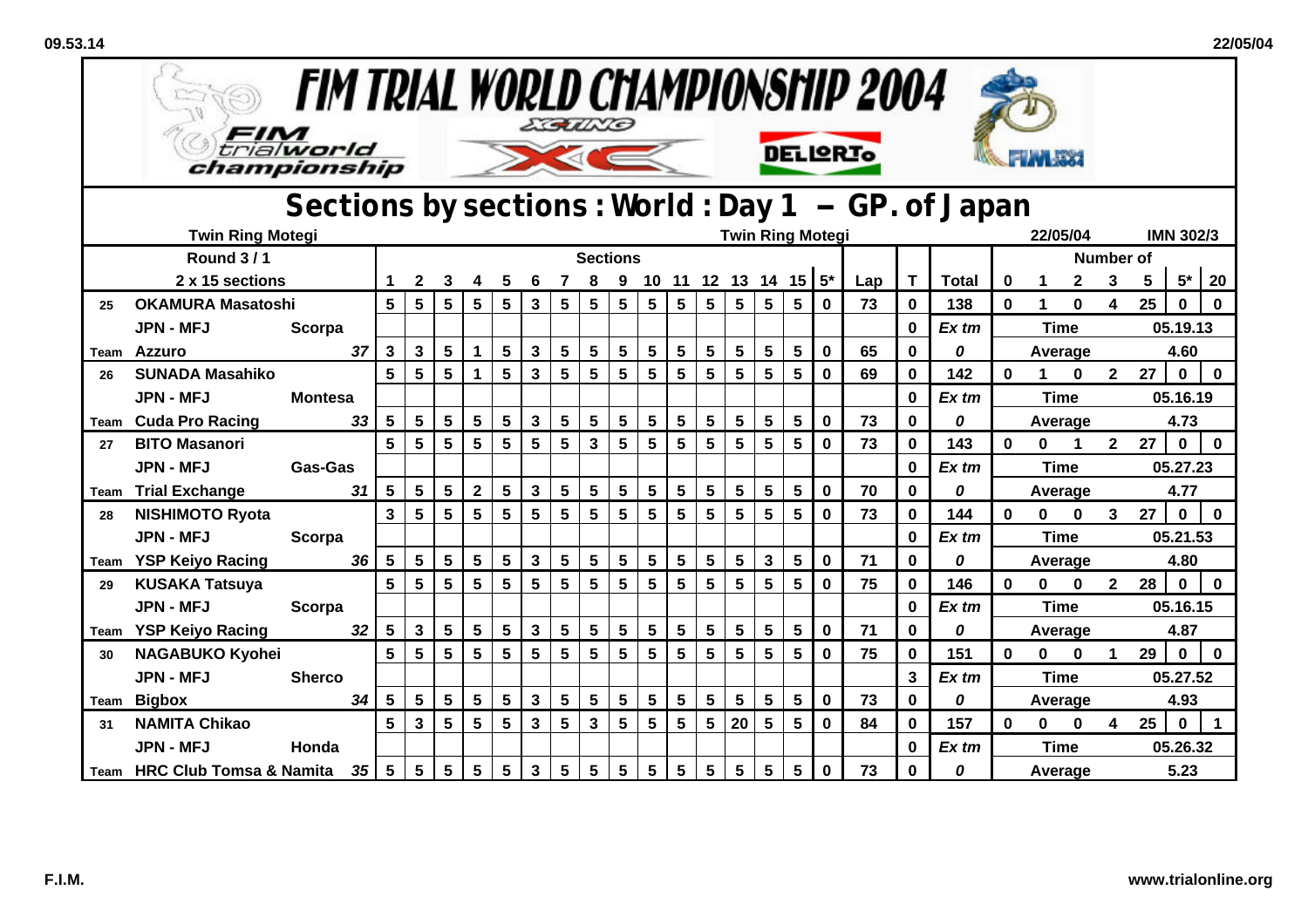# FIM TRIAL WORLD CHAMPIONSHIP 2004

## Sections by sections : World : Day 1 – GP. of Japan

Twin Ring Motegi — Twin Ring Motegi — 22/05/04 — IMN 302/3

| | Round 3 / 1 | | | Sections | | | | | | | | | | | | | | | | | | | Number of | | | | | | |
|---|---|---|---|---|---|---|---|---|---|---|---|---|---|---|---|---|---|---|---|---|---|---|---|---|---|---|---|---|---|
| | 2 x 15 sections | | | 1 | 2 | 3 | 4 | 5 | 6 | 7 | 8 | 9 | 10 | 11 | 12 | 13 | 14 | 15 | 5* | Lap | T | Total | 0 | 1 | 2 | 3 | 5 | 5* | 20 |
| 25 | OKAMURA Masatoshi | | | 5 | 5 | 5 | 5 | 5 | 3 | 5 | 5 | 5 | 5 | 5 | 5 | 5 | 5 | 5 | 0 | 73 | 0 | 138 | 0 | 1 | 0 | 4 | 25 | 0 | 0 |
| | JPN - MFJ | Scorpa | | | | | | | | | | | | | | | | | | | 0 | Ex tm | Time | | | | 05.19.13 | | |
| Team | Azzuro | | 37 | 3 | 3 | 5 | 1 | 5 | 3 | 5 | 5 | 5 | 5 | 5 | 5 | 5 | 5 | 5 | 0 | 65 | 0 | 0 | Average | | | | 4.60 | | |
| 26 | SUNADA Masahiko | | | 5 | 5 | 5 | 1 | 5 | 3 | 5 | 5 | 5 | 5 | 5 | 5 | 5 | 5 | 5 | 0 | 69 | 0 | 142 | 0 | 1 | 0 | 2 | 27 | 0 | 0 |
| | JPN - MFJ | Montesa | | | | | | | | | | | | | | | | | | | 0 | Ex tm | Time | | | | 05.16.19 | | |
| Team | Cuda Pro Racing | | 33 | 5 | 5 | 5 | 5 | 5 | 3 | 5 | 5 | 5 | 5 | 5 | 5 | 5 | 5 | 5 | 0 | 73 | 0 | 0 | Average | | | | 4.73 | | |
| 27 | BITO Masanori | | | 5 | 5 | 5 | 5 | 5 | 5 | 5 | 3 | 5 | 5 | 5 | 5 | 5 | 5 | 5 | 0 | 73 | 0 | 143 | 0 | 0 | 1 | 2 | 27 | 0 | 0 |
| | JPN - MFJ | Gas-Gas | | | | | | | | | | | | | | | | | | | 0 | Ex tm | Time | | | | 05.27.23 | | |
| Team | Trial Exchange | | 31 | 5 | 5 | 5 | 2 | 5 | 3 | 5 | 5 | 5 | 5 | 5 | 5 | 5 | 5 | 5 | 0 | 70 | 0 | 0 | Average | | | | 4.77 | | |
| 28 | NISHIMOTO Ryota | | | 3 | 5 | 5 | 5 | 5 | 5 | 5 | 5 | 5 | 5 | 5 | 5 | 5 | 5 | 5 | 0 | 73 | 0 | 144 | 0 | 0 | 0 | 3 | 27 | 0 | 0 |
| | JPN - MFJ | Scorpa | | | | | | | | | | | | | | | | | | | 0 | Ex tm | Time | | | | 05.21.53 | | |
| Team | YSP Keiyo Racing | | 36 | 5 | 5 | 5 | 5 | 5 | 3 | 5 | 5 | 5 | 5 | 5 | 5 | 5 | 3 | 5 | 0 | 71 | 0 | 0 | Average | | | | 4.80 | | |
| 29 | KUSAKA Tatsuya | | | 5 | 5 | 5 | 5 | 5 | 5 | 5 | 5 | 5 | 5 | 5 | 5 | 5 | 5 | 5 | 0 | 75 | 0 | 146 | 0 | 0 | 0 | 2 | 28 | 0 | 0 |
| | JPN - MFJ | Scorpa | | | | | | | | | | | | | | | | | | | 0 | Ex tm | Time | | | | 05.16.15 | | |
| Team | YSP Keiyo Racing | | 32 | 5 | 3 | 5 | 5 | 5 | 3 | 5 | 5 | 5 | 5 | 5 | 5 | 5 | 5 | 5 | 0 | 71 | 0 | 0 | Average | | | | 4.87 | | |
| 30 | NAGABUKO Kyohei | | | 5 | 5 | 5 | 5 | 5 | 5 | 5 | 5 | 5 | 5 | 5 | 5 | 5 | 5 | 5 | 0 | 75 | 0 | 151 | 0 | 0 | 0 | 1 | 29 | 0 | 0 |
| | JPN - MFJ | Sherco | | | | | | | | | | | | | | | | | | | 3 | Ex tm | Time | | | | 05.27.52 | | |
| Team | Bigbox | | 34 | 5 | 5 | 5 | 5 | 5 | 3 | 5 | 5 | 5 | 5 | 5 | 5 | 5 | 5 | 5 | 0 | 73 | 0 | 0 | Average | | | | 4.93 | | |
| 31 | NAMITA Chikao | | | 5 | 3 | 5 | 5 | 5 | 3 | 5 | 3 | 5 | 5 | 5 | 5 | 20 | 5 | 5 | 0 | 84 | 0 | 157 | 0 | 0 | 0 | 4 | 25 | 0 | 1 |
| | JPN - MFJ | Honda | | | | | | | | | | | | | | | | | | | 0 | Ex tm | Time | | | | 05.26.32 | | |
| Team | HRC Club Tomsa & Namita | | 35 | 5 | 5 | 5 | 5 | 5 | 3 | 5 | 5 | 5 | 5 | 5 | 5 | 5 | 5 | 5 | 0 | 73 | 0 | 0 | Average | | | | 5.23 | | |